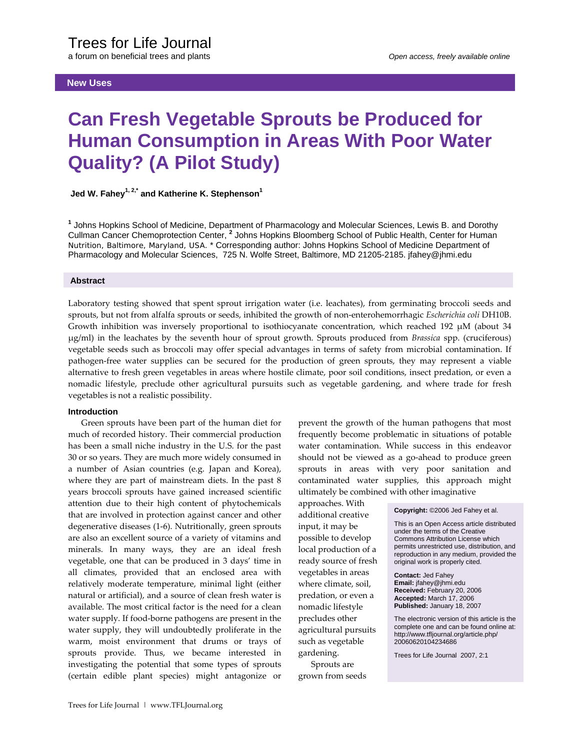# Can Fresh Vegetable Sprouts be Produced for Human Consumption in Areas With Poor Water Quality? (A Pilot Study)

**Jed W. Fahey[1, 2,*] and Katherine K. Stephenson[1]**

[1] Johns Hopkins School of Medicine, Department of Pharmacology and Molecular Sciences, Lewis B. and Dorothy Cullman Cancer Chemoprotection Center, [2] Johns Hopkins Bloomberg School of Public Health, Center for Human Nutrition, Baltimore, Maryland, USA. * Corresponding author: Johns Hopkins School of Medicine Department of Pharmacology and Molecular Sciences, 725 N. Wolfe Street, Baltimore, MD 21205-2185. jfahey@jhmi.edu

## Abstract

Laboratory testing showed that spent sprout irrigation water (i.e. leachates), from germinating broccoli seeds and sprouts, but not from alfalfa sprouts or seeds, inhibited the growth of non-enterohemorrhagic *Escherichia coli* DH10B. Growth inhibition was inversely proportional to isothiocyanate concentration, which reached 192 μM (about 34 μg/ml) in the leachates by the seventh hour of sprout growth. Sprouts produced from *Brassica* spp. (cruciferous) vegetable seeds such as broccoli may offer special advantages in terms of safety from microbial contamination. If pathogen-free water supplies can be secured for the production of green sprouts, they may represent a viable alternative to fresh green vegetables in areas where hostile climate, poor soil conditions, insect predation, or even a nomadic lifestyle, preclude other agricultural pursuits such as vegetable gardening, and where trade for fresh vegetables is not a realistic possibility.

### Introduction

Green sprouts have been part of the human diet for much of recorded history. Their commercial production has been a small niche industry in the U.S. for the past 30 or so years. They are much more widely consumed in a number of Asian countries (e.g. Japan and Korea), where they are part of mainstream diets. In the past 8 years broccoli sprouts have gained increased scientific attention due to their high content of phytochemicals that are involved in protection against cancer and other degenerative diseases (1-6). Nutritionally, green sprouts are also an excellent source of a variety of vitamins and minerals. In many ways, they are an ideal fresh vegetable, one that can be produced in 3 days' time in all climates, provided that an enclosed area with relatively moderate temperature, minimal light (either natural or artificial), and a source of clean fresh water is available. The most critical factor is the need for a clean water supply. If food-borne pathogens are present in the water supply, they will undoubtedly proliferate in the warm, moist environment that drums or trays of sprouts provide. Thus, we became interested in investigating the potential that some types of sprouts (certain edible plant species) might antagonize or prevent the growth of the human pathogens that most frequently become problematic in situations of potable water contamination. While success in this endeavor should not be viewed as a go-ahead to produce green sprouts in areas with very poor sanitation and contaminated water supplies, this approach might ultimately be combined with other imaginative approaches. With additional creative input, it may be possible to develop local production of a ready source of fresh vegetables in areas where climate, soil, predation, or even a nomadic lifestyle precludes other agricultural pursuits such as vegetable gardening.

Sprouts are grown from seeds

**Copyright:** ©2006 Jed Fahey et al.

This is an Open Access article distributed under the terms of the Creative Commons Attribution License which permits unrestricted use, distribution, and reproduction in any medium, provided the original work is properly cited.

**Contact:** Jed Fahey
**Email:** jfahey@jhmi.edu
**Received:** February 20, 2006
**Accepted:** March 17, 2006
**Published:** January 18, 2007

The electronic version of this article is the complete one and can be found online at: http://www.tfljournal.org/article.php/20060620104234686

Trees for Life Journal 2007, 2:1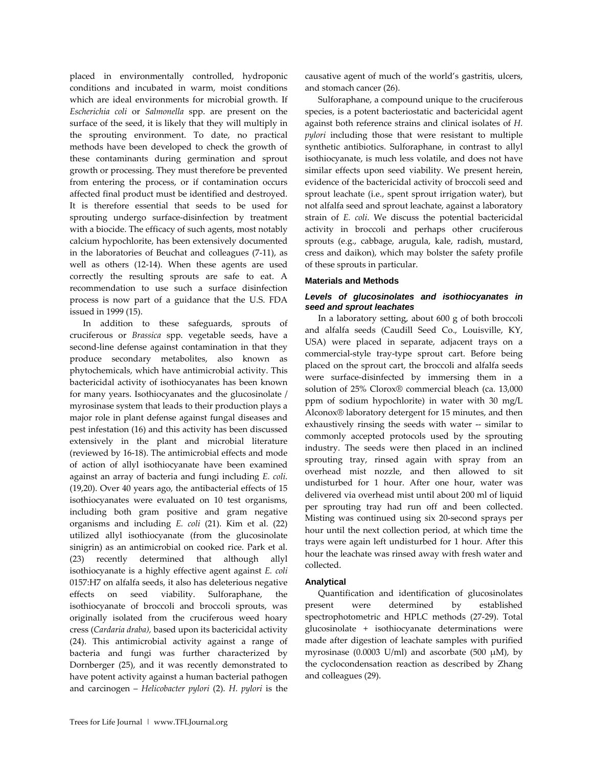placed in environmentally controlled, hydroponic conditions and incubated in warm, moist conditions which are ideal environments for microbial growth. If *Escherichia coli* or *Salmonella* spp. are present on the surface of the seed, it is likely that they will multiply in the sprouting environment. To date, no practical methods have been developed to check the growth of these contaminants during germination and sprout growth or processing. They must therefore be prevented from entering the process, or if contamination occurs affected final product must be identified and destroyed. It is therefore essential that seeds to be used for sprouting undergo surface-disinfection by treatment with a biocide. The efficacy of such agents, most notably calcium hypochlorite, has been extensively documented in the laboratories of Beuchat and colleagues (7-11), as well as others (12-14). When these agents are used correctly the resulting sprouts are safe to eat. A recommendation to use such a surface disinfection process is now part of a guidance that the U.S. FDA issued in 1999 (15).

In addition to these safeguards, sprouts of cruciferous or *Brassica* spp. vegetable seeds, have a second-line defense against contamination in that they produce secondary metabolites, also known as phytochemicals, which have antimicrobial activity. This bactericidal activity of isothiocyanates has been known for many years. Isothiocyanates and the glucosinolate / myrosinase system that leads to their production plays a major role in plant defense against fungal diseases and pest infestation (16) and this activity has been discussed extensively in the plant and microbial literature (reviewed by 16-18). The antimicrobial effects and mode of action of allyl isothiocyanate have been examined against an array of bacteria and fungi including *E. coli*. (19,20). Over 40 years ago, the antibacterial effects of 15 isothiocyanates were evaluated on 10 test organisms, including both gram positive and gram negative organisms and including *E. coli* (21). Kim et al. (22) utilized allyl isothiocyanate (from the glucosinolate sinigrin) as an antimicrobial on cooked rice. Park et al. (23) recently determined that although allyl isothiocyanate is a highly effective agent against *E. coli* 0157:H7 on alfalfa seeds, it also has deleterious negative effects on seed viability. Sulforaphane, the isothiocyanate of broccoli and broccoli sprouts, was originally isolated from the cruciferous weed hoary cress (*Cardaria draba),* based upon its bactericidal activity (24). This antimicrobial activity against a range of bacteria and fungi was further characterized by Dornberger (25), and it was recently demonstrated to have potent activity against a human bacterial pathogen and carcinogen – *Helicobacter pylori* (2). *H. pylori* is the causative agent of much of the world's gastritis, ulcers, and stomach cancer (26).

Sulforaphane, a compound unique to the cruciferous species, is a potent bacteriostatic and bactericidal agent against both reference strains and clinical isolates of *H. pylori* including those that were resistant to multiple synthetic antibiotics. Sulforaphane, in contrast to allyl isothiocyanate, is much less volatile, and does not have similar effects upon seed viability. We present herein, evidence of the bactericidal activity of broccoli seed and sprout leachate (i.e., spent sprout irrigation water), but not alfalfa seed and sprout leachate, against a laboratory strain of *E. coli*. We discuss the potential bactericidal activity in broccoli and perhaps other cruciferous sprouts (e.g., cabbage, arugula, kale, radish, mustard, cress and daikon), which may bolster the safety profile of these sprouts in particular.

## Materials and Methods

### *Levels of glucosinolates and isothiocyanates in seed and sprout leachates*

In a laboratory setting, about 600 g of both broccoli and alfalfa seeds (Caudill Seed Co., Louisville, KY, USA) were placed in separate, adjacent trays on a commercial-style tray-type sprout cart. Before being placed on the sprout cart, the broccoli and alfalfa seeds were surface-disinfected by immersing them in a solution of 25% Clorox® commercial bleach (ca. 13,000 ppm of sodium hypochlorite) in water with 30 mg/L Alconox® laboratory detergent for 15 minutes, and then exhaustively rinsing the seeds with water -- similar to commonly accepted protocols used by the sprouting industry. The seeds were then placed in an inclined sprouting tray, rinsed again with spray from an overhead mist nozzle, and then allowed to sit undisturbed for 1 hour. After one hour, water was delivered via overhead mist until about 200 ml of liquid per sprouting tray had run off and been collected. Misting was continued using six 20-second sprays per hour until the next collection period, at which time the trays were again left undisturbed for 1 hour. After this hour the leachate was rinsed away with fresh water and collected.

### Analytical

Quantification and identification of glucosinolates present were determined by established spectrophotometric and HPLC methods (27-29). Total glucosinolate + isothiocyanate determinations were made after digestion of leachate samples with purified myrosinase (0.0003 U/ml) and ascorbate (500 μM), by the cyclocondensation reaction as described by Zhang and colleagues (29).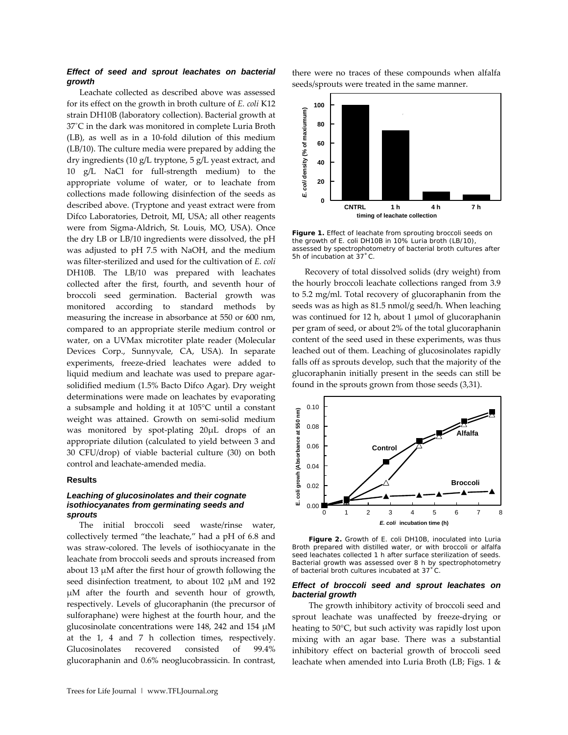### *Effect of seed and sprout leachates on bacterial growth*

Leachate collected as described above was assessed for its effect on the growth in broth culture of *E. coli* K12 strain DH10B (laboratory collection). Bacterial growth at 37˚C in the dark was monitored in complete Luria Broth (LB), as well as in a 10-fold dilution of this medium (LB/10). The culture media were prepared by adding the dry ingredients (10 g/L tryptone, 5 g/L yeast extract, and 10 g/L NaCl for full-strength medium) to the appropriate volume of water, or to leachate from collections made following disinfection of the seeds as described above. (Tryptone and yeast extract were from Difco Laboratories, Detroit, MI, USA; all other reagents were from Sigma-Aldrich, St. Louis, MO, USA). Once the dry LB or LB/10 ingredients were dissolved, the pH was adjusted to pH 7.5 with NaOH, and the medium was filter-sterilized and used for the cultivation of *E. coli* DH10B. The LB/10 was prepared with leachates collected after the first, fourth, and seventh hour of broccoli seed germination. Bacterial growth was monitored according to standard methods by measuring the increase in absorbance at 550 or 600 nm, compared to an appropriate sterile medium control or water, on a UVMax microtiter plate reader (Molecular Devices Corp., Sunnyvale, CA, USA). In separate experiments, freeze-dried leachates were added to liquid medium and leachate was used to prepare agar-solidified medium (1.5% Bacto Difco Agar). Dry weight determinations were made on leachates by evaporating a subsample and holding it at 105°C until a constant weight was attained. Growth on semi-solid medium was monitored by spot-plating 20μL drops of an appropriate dilution (calculated to yield between 3 and 30 CFU/drop) of viable bacterial culture (30) on both control and leachate-amended media.

## Results

### *Leaching of glucosinolates and their cognate isothiocyanates from germinating seeds and sprouts*

The initial broccoli seed waste/rinse water, collectively termed "the leachate," had a pH of 6.8 and was straw-colored. The levels of isothiocyanate in the leachate from broccoli seeds and sprouts increased from about 13 μM after the first hour of growth following the seed disinfection treatment, to about 102 μM and 192 μM after the fourth and seventh hour of growth, respectively. Levels of glucoraphanin (the precursor of sulforaphane) were highest at the fourth hour, and the glucosinolate concentrations were 148, 242 and 154 μM at the 1, 4 and 7 h collection times, respectively. Glucosinolates recovered consisted of 99.4% glucoraphanin and 0.6% neoglucobrassicin. In contrast, there were no traces of these compounds when alfalfa seeds/sprouts were treated in the same manner.

**Figure 1.** Effect of leachate from sprouting broccoli seeds on the growth of E. coli DH10B in 10% Luria broth (LB/10), assessed by spectrophotometry of bacterial broth cultures after 5h of incubation at 37˚C.

Recovery of total dissolved solids (dry weight) from the hourly broccoli leachate collections ranged from 3.9 to 5.2 mg/ml. Total recovery of glucoraphanin from the seeds was as high as 81.5 nmol/g seed/h. When leaching was continued for 12 h, about 1 μmol of glucoraphanin per gram of seed, or about 2% of the total glucoraphanin content of the seed used in these experiments, was thus leached out of them. Leaching of glucosinolates rapidly falls off as sprouts develop, such that the majority of the glucoraphanin initially present in the seeds can still be found in the sprouts grown from those seeds (3,31).

**Figure 2.** Growth of E. coli DH10B, inoculated into Luria Broth prepared with distilled water, or with broccoli or alfalfa seed leachates collected 1 h after surface sterilization of seeds. Bacterial growth was assessed over 8 h by spectrophotometry of bacterial broth cultures incubated at 37˚C.

### *Effect of broccoli seed and sprout leachates on bacterial growth*

The growth inhibitory activity of broccoli seed and sprout leachate was unaffected by freeze-drying or heating to 50°C, but such activity was rapidly lost upon mixing with an agar base. There was a substantial inhibitory effect on bacterial growth of broccoli seed leachate when amended into Luria Broth (LB; Figs. 1 &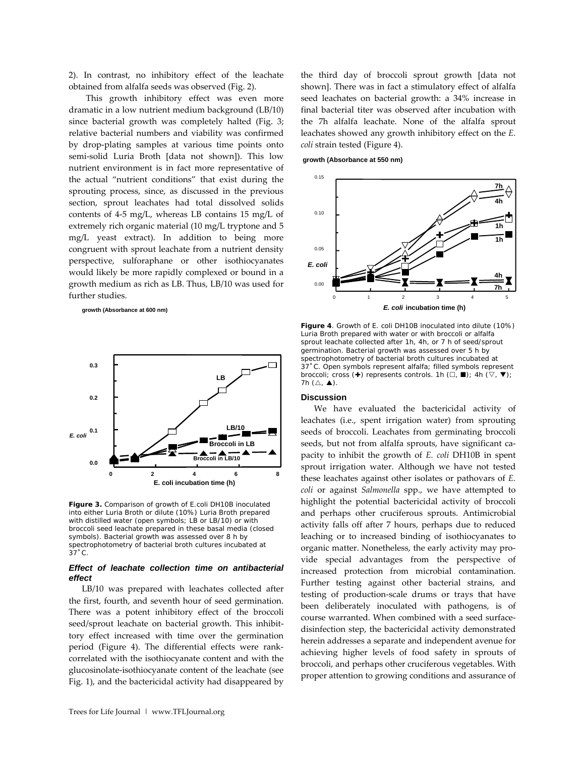2). In contrast, no inhibitory effect of the leachate obtained from alfalfa seeds was observed (Fig. 2).

This growth inhibitory effect was even more dramatic in a low nutrient medium background (LB/10) since bacterial growth was completely halted (Fig. 3; relative bacterial numbers and viability was confirmed by drop-plating samples at various time points onto semi-solid Luria Broth [data not shown]). This low nutrient environment is in fact more representative of the actual "nutrient conditions" that exist during the sprouting process, since, as discussed in the previous section, sprout leachates had total dissolved solids contents of 4-5 mg/L, whereas LB contains 15 mg/L of extremely rich organic material (10 mg/L tryptone and 5 mg/L yeast extract). In addition to being more congruent with sprout leachate from a nutrient density perspective, sulforaphane or other isothiocyanates would likely be more rapidly complexed or bound in a growth medium as rich as LB. Thus, LB/10 was used for further studies.

**Figure 3.** Comparison of growth of E.coli DH10B inoculated into either Luria Broth or dilute (10%) Luria Broth prepared with distilled water (open symbols; LB or LB/10) or with broccoli seed leachate prepared in these basal media (closed symbols). Bacterial growth was assessed over 8 h by spectrophotometry of bacterial broth cultures incubated at 37˚C.

### *Effect of leachate collection time on antibacterial effect*

LB/10 was prepared with leachates collected after the first, fourth, and seventh hour of seed germination. There was a potent inhibitory effect of the broccoli seed/sprout leachate on bacterial growth. This inhibitory effect increased with time over the germination period (Figure 4). The differential effects were rank-correlated with the isothiocyanate content and with the glucosinolate-isothiocyanate content of the leachate (see Fig. 1), and the bactericidal activity had disappeared by the third day of broccoli sprout growth [data not shown]. There was in fact a stimulatory effect of alfalfa seed leachates on bacterial growth: a 34% increase in final bacterial titer was observed after incubation with the 7h alfalfa leachate. None of the alfalfa sprout leachates showed any growth inhibitory effect on the *E. coli* strain tested (Figure 4).

**Figure 4**. Growth of E. coli DH10B inoculated into dilute (10%) Luria Broth prepared with water or with broccoli or alfalfa sprout leachate collected after 1h, 4h, or 7 h of seed/sprout germination. Bacterial growth was assessed over 5 h by spectrophotometry of bacterial broth cultures incubated at 37˚C. Open symbols represent alfalfa; filled symbols represent broccoli; cross (✚) represents controls. 1h (□, ■); 4h (▽, ▼); 7h (△, ▲).

## Discussion

We have evaluated the bactericidal activity of leachates (i.e., spent irrigation water) from sprouting seeds of broccoli. Leachates from germinating broccoli seeds, but not from alfalfa sprouts, have significant capacity to inhibit the growth of *E. coli* DH10B in spent sprout irrigation water. Although we have not tested these leachates against other isolates or pathovars of *E. coli* or against *Salmonella* spp., we have attempted to highlight the potential bactericidal activity of broccoli and perhaps other cruciferous sprouts. Antimicrobial activity falls off after 7 hours, perhaps due to reduced leaching or to increased binding of isothiocyanates to organic matter. Nonetheless, the early activity may provide special advantages from the perspective of increased protection from microbial contamination. Further testing against other bacterial strains, and testing of production-scale drums or trays that have been deliberately inoculated with pathogens, is of course warranted. When combined with a seed surface-disinfection step, the bactericidal activity demonstrated herein addresses a separate and independent avenue for achieving higher levels of food safety in sprouts of broccoli, and perhaps other cruciferous vegetables. With proper attention to growing conditions and assurance of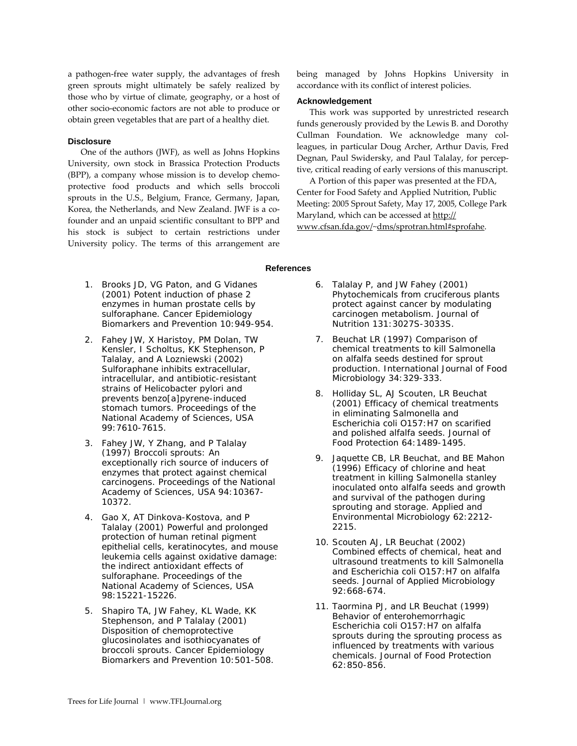a pathogen-free water supply, the advantages of fresh green sprouts might ultimately be safely realized by those who by virtue of climate, geography, or a host of other socio-economic factors are not able to produce or obtain green vegetables that are part of a healthy diet.

### Disclosure

One of the authors (JWF), as well as Johns Hopkins University, own stock in Brassica Protection Products (BPP), a company whose mission is to develop chemoprotective food products and which sells broccoli sprouts in the U.S., Belgium, France, Germany, Japan, Korea, the Netherlands, and New Zealand. JWF is a co-founder and an unpaid scientific consultant to BPP and his stock is subject to certain restrictions under University policy. The terms of this arrangement are being managed by Johns Hopkins University in accordance with its conflict of interest policies.

### Acknowledgement

This work was supported by unrestricted research funds generously provided by the Lewis B. and Dorothy Cullman Foundation. We acknowledge many colleagues, in particular Doug Archer, Arthur Davis, Fred Degnan, Paul Swidersky, and Paul Talalay, for perceptive, critical reading of early versions of this manuscript.

A Portion of this paper was presented at the FDA, Center for Food Safety and Applied Nutrition, Public Meeting: 2005 Sprout Safety, May 17, 2005, College Park Maryland, which can be accessed at http://www.cfsan.fda.gov/~dms/sprotran.html#sprofahe.

### References

1. Brooks JD, VG Paton, and G Vidanes (2001) Potent induction of phase 2 enzymes in human prostate cells by sulforaphane. Cancer Epidemiology Biomarkers and Prevention 10:949-954.
2. Fahey JW, X Haristoy, PM Dolan, TW Kensler, I Scholtus, KK Stephenson, P Talalay, and A Lozniewski (2002) Sulforaphane inhibits extracellular, intracellular, and antibiotic-resistant strains of Helicobacter pylori and prevents benzo[a]pyrene-induced stomach tumors. Proceedings of the National Academy of Sciences, USA 99:7610-7615.
3. Fahey JW, Y Zhang, and P Talalay (1997) Broccoli sprouts: An exceptionally rich source of inducers of enzymes that protect against chemical carcinogens. Proceedings of the National Academy of Sciences, USA 94:10367-10372.
4. Gao X, AT Dinkova-Kostova, and P Talalay (2001) Powerful and prolonged protection of human retinal pigment epithelial cells, keratinocytes, and mouse leukemia cells against oxidative damage: the indirect antioxidant effects of sulforaphane. Proceedings of the National Academy of Sciences, USA 98:15221-15226.
5. Shapiro TA, JW Fahey, KL Wade, KK Stephenson, and P Talalay (2001) Disposition of chemoprotective glucosinolates and isothiocyanates of broccoli sprouts. Cancer Epidemiology Biomarkers and Prevention 10:501-508.
6. Talalay P, and JW Fahey (2001) Phytochemicals from cruciferous plants protect against cancer by modulating carcinogen metabolism. Journal of Nutrition 131:3027S-3033S.
7. Beuchat LR (1997) Comparison of chemical treatments to kill Salmonella on alfalfa seeds destined for sprout production. International Journal of Food Microbiology 34:329-333.
8. Holliday SL, AJ Scouten, LR Beuchat (2001) Efficacy of chemical treatments in eliminating Salmonella and Escherichia coli O157:H7 on scarified and polished alfalfa seeds. Journal of Food Protection 64:1489-1495.
9. Jaquette CB, LR Beuchat, and BE Mahon (1996) Efficacy of chlorine and heat treatment in killing Salmonella stanley inoculated onto alfalfa seeds and growth and survival of the pathogen during sprouting and storage. Applied and Environmental Microbiology 62:2212-2215.
10. Scouten AJ, LR Beuchat (2002) Combined effects of chemical, heat and ultrasound treatments to kill Salmonella and Escherichia coli O157:H7 on alfalfa seeds. Journal of Applied Microbiology 92:668-674.
11. Taormina PJ, and LR Beuchat (1999) Behavior of enterohemorrhagic Escherichia coli O157:H7 on alfalfa sprouts during the sprouting process as influenced by treatments with various chemicals. Journal of Food Protection 62:850-856.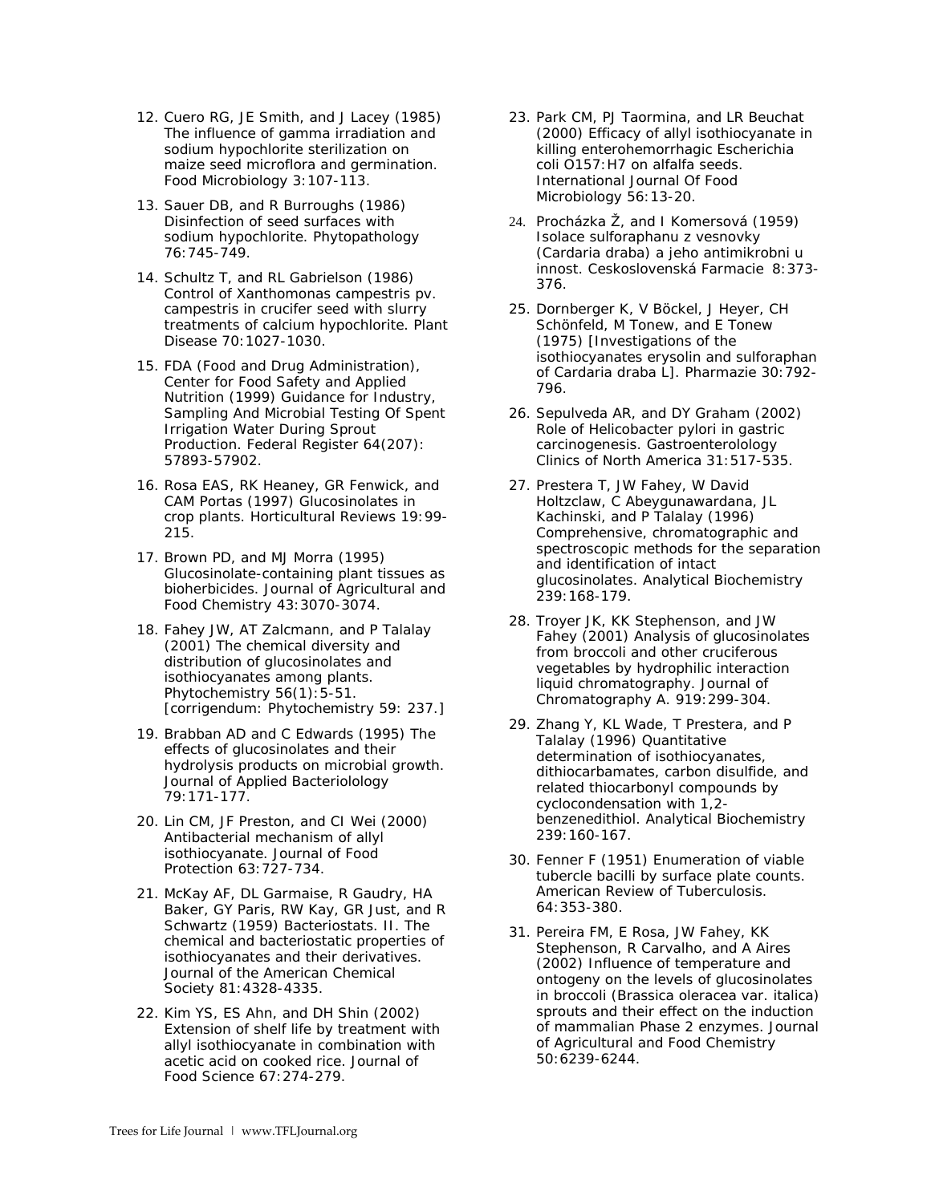12. Cuero RG, JE Smith, and J Lacey (1985) The influence of gamma irradiation and sodium hypochlorite sterilization on maize seed microflora and germination. Food Microbiology 3:107-113.

13. Sauer DB, and R Burroughs (1986) Disinfection of seed surfaces with sodium hypochlorite. Phytopathology 76:745-749.

14. Schultz T, and RL Gabrielson (1986) Control of Xanthomonas campestris pv. campestris in crucifer seed with slurry treatments of calcium hypochlorite. Plant Disease 70:1027-1030.

15. FDA (Food and Drug Administration), Center for Food Safety and Applied Nutrition (1999) Guidance for Industry, Sampling And Microbial Testing Of Spent Irrigation Water During Sprout Production. Federal Register 64(207): 57893-57902.

16. Rosa EAS, RK Heaney, GR Fenwick, and CAM Portas (1997) Glucosinolates in crop plants. Horticultural Reviews 19:99-215.

17. Brown PD, and MJ Morra (1995) Glucosinolate-containing plant tissues as bioherbicides. Journal of Agricultural and Food Chemistry 43:3070-3074.

18. Fahey JW, AT Zalcmann, and P Talalay (2001) The chemical diversity and distribution of glucosinolates and isothiocyanates among plants. Phytochemistry 56(1):5-51. [corrigendum: Phytochemistry 59: 237.]

19. Brabban AD and C Edwards (1995) The effects of glucosinolates and their hydrolysis products on microbial growth. Journal of Applied Bacteriolology 79:171-177.

20. Lin CM, JF Preston, and CI Wei (2000) Antibacterial mechanism of allyl isothiocyanate. Journal of Food Protection 63:727-734.

21. McKay AF, DL Garmaise, R Gaudry, HA Baker, GY Paris, RW Kay, GR Just, and R Schwartz (1959) Bacteriostats. II. The chemical and bacteriostatic properties of isothiocyanates and their derivatives. Journal of the American Chemical Society 81:4328-4335.

22. Kim YS, ES Ahn, and DH Shin (2002) Extension of shelf life by treatment with allyl isothiocyanate in combination with acetic acid on cooked rice. Journal of Food Science 67:274-279.

23. Park CM, PJ Taormina, and LR Beuchat (2000) Efficacy of allyl isothiocyanate in killing enterohemorrhagic Escherichia coli O157:H7 on alfalfa seeds. International Journal Of Food Microbiology 56:13-20.

24. Procházka Ž, and I Komersová (1959) Isolace sulforaphanu z vesnovky (Cardaria draba) a jeho antimikrobni u innost. Ceskoslovenská Farmacie 8:373-376.

25. Dornberger K, V Böckel, J Heyer, CH Schönfeld, M Tonew, and E Tonew (1975) [Investigations of the isothiocyanates erysolin and sulforaphan of Cardaria draba L]. Pharmazie 30:792-796.

26. Sepulveda AR, and DY Graham (2002) Role of Helicobacter pylori in gastric carcinogenesis. Gastroenterolology Clinics of North America 31:517-535.

27. Prestera T, JW Fahey, W David Holtzclaw, C Abeygunawardana, JL Kachinski, and P Talalay (1996) Comprehensive, chromatographic and spectroscopic methods for the separation and identification of intact glucosinolates. Analytical Biochemistry 239:168-179.

28. Troyer JK, KK Stephenson, and JW Fahey (2001) Analysis of glucosinolates from broccoli and other cruciferous vegetables by hydrophilic interaction liquid chromatography. Journal of Chromatography A. 919:299-304.

29. Zhang Y, KL Wade, T Prestera, and P Talalay (1996) Quantitative determination of isothiocyanates, dithiocarbamates, carbon disulfide, and related thiocarbonyl compounds by cyclocondensation with 1,2-benzenedithiol. Analytical Biochemistry 239:160-167.

30. Fenner F (1951) Enumeration of viable tubercle bacilli by surface plate counts. American Review of Tuberculosis. 64:353-380.

31. Pereira FM, E Rosa, JW Fahey, KK Stephenson, R Carvalho, and A Aires (2002) Influence of temperature and ontogeny on the levels of glucosinolates in broccoli (Brassica oleracea var. italica) sprouts and their effect on the induction of mammalian Phase 2 enzymes. Journal of Agricultural and Food Chemistry 50:6239-6244.